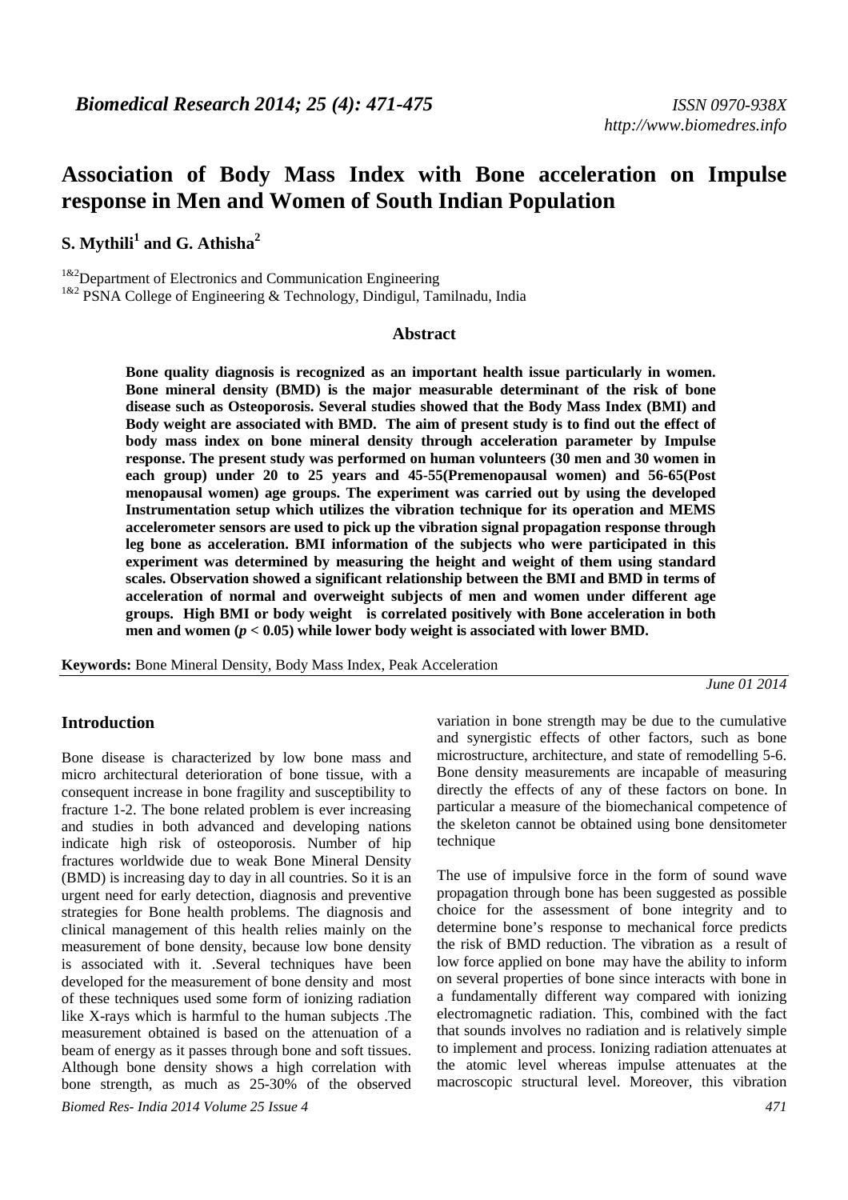# Association of Body Mass Index with Bone acceleration on Impulse response in Men and Women of South Indian Population

**S. Mythili[1] and G. Athisha[2]**

[1&2]Department of Electronics and Communication Engineering
[1&2] PSNA College of Engineering & Technology, Dindigul, Tamilnadu, India

## Abstract

**Bone quality diagnosis is recognized as an important health issue particularly in women. Bone mineral density (BMD) is the major measurable determinant of the risk of bone disease such as Osteoporosis. Several studies showed that the Body Mass Index (BMI) and Body weight are associated with BMD. The aim of present study is to find out the effect of body mass index on bone mineral density through acceleration parameter by Impulse response. The present study was performed on human volunteers (30 men and 30 women in each group) under 20 to 25 years and 45-55(Premenopausal women) and 56-65(Post menopausal women) age groups. The experiment was carried out by using the developed Instrumentation setup which utilizes the vibration technique for its operation and MEMS accelerometer sensors are used to pick up the vibration signal propagation response through leg bone as acceleration. BMI information of the subjects who were participated in this experiment was determined by measuring the height and weight of them using standard scales. Observation showed a significant relationship between the BMI and BMD in terms of acceleration of normal and overweight subjects of men and women under different age groups. High BMI or body weight is correlated positively with Bone acceleration in both men and women ($p < 0.05$) while lower body weight is associated with lower BMD.**

**Keywords:** Bone Mineral Density, Body Mass Index, Peak Acceleration

*June 01 2014*

## Introduction

Bone disease is characterized by low bone mass and micro architectural deterioration of bone tissue, with a consequent increase in bone fragility and susceptibility to fracture 1-2. The bone related problem is ever increasing and studies in both advanced and developing nations indicate high risk of osteoporosis. Number of hip fractures worldwide due to weak Bone Mineral Density (BMD) is increasing day to day in all countries. So it is an urgent need for early detection, diagnosis and preventive strategies for Bone health problems. The diagnosis and clinical management of this health relies mainly on the measurement of bone density, because low bone density is associated with it. .Several techniques have been developed for the measurement of bone density and most of these techniques used some form of ionizing radiation like X-rays which is harmful to the human subjects .The measurement obtained is based on the attenuation of a beam of energy as it passes through bone and soft tissues. Although bone density shows a high correlation with bone strength, as much as 25-30% of the observed variation in bone strength may be due to the cumulative and synergistic effects of other factors, such as bone microstructure, architecture, and state of remodelling 5-6. Bone density measurements are incapable of measuring directly the effects of any of these factors on bone. In particular a measure of the biomechanical competence of the skeleton cannot be obtained using bone densitometer technique

The use of impulsive force in the form of sound wave propagation through bone has been suggested as possible choice for the assessment of bone integrity and to determine bone's response to mechanical force predicts the risk of BMD reduction. The vibration as a result of low force applied on bone may have the ability to inform on several properties of bone since interacts with bone in a fundamentally different way compared with ionizing electromagnetic radiation. This, combined with the fact that sounds involves no radiation and is relatively simple to implement and process. Ionizing radiation attenuates at the atomic level whereas impulse attenuates at the macroscopic structural level. Moreover, this vibration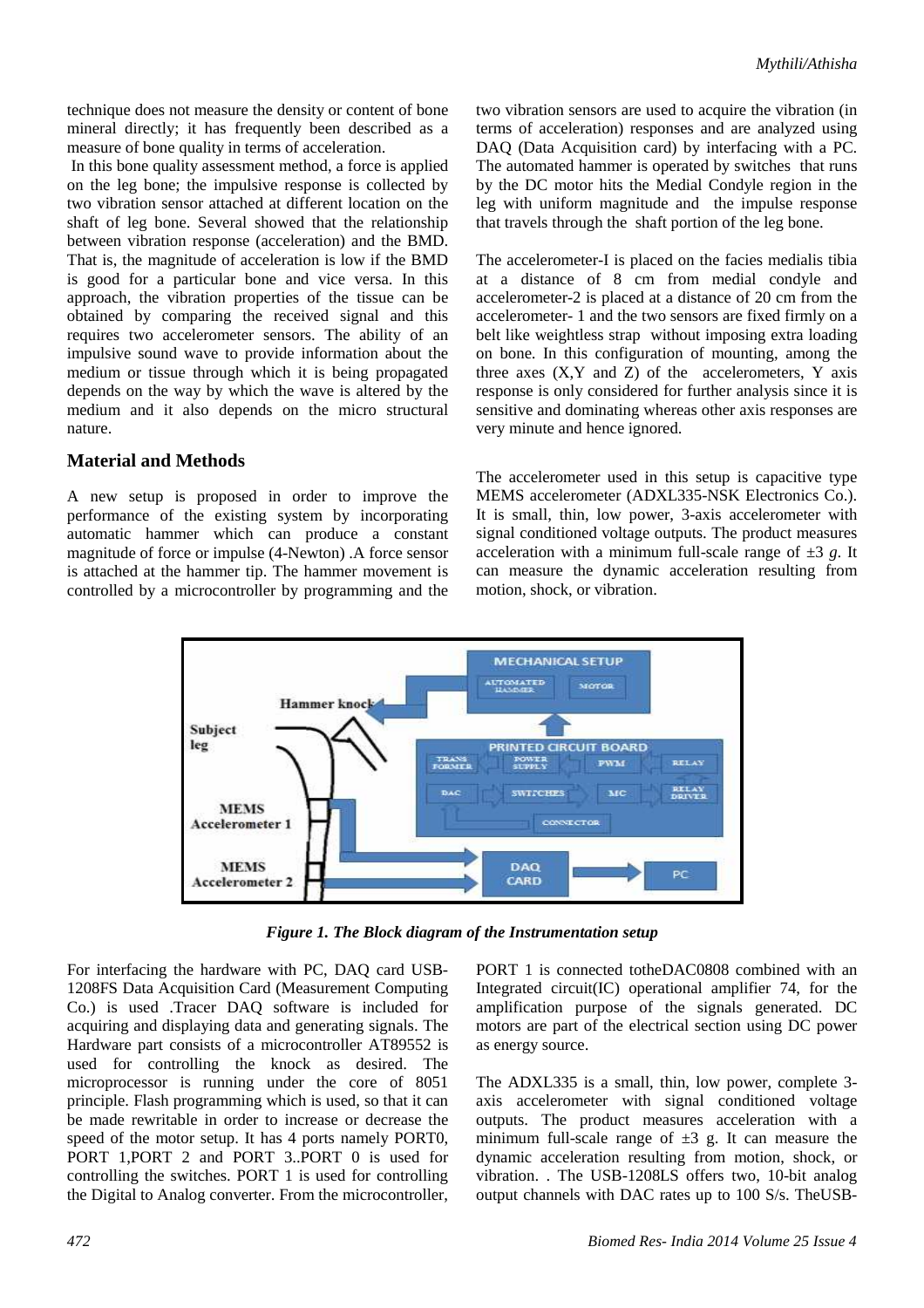technique does not measure the density or content of bone mineral directly; it has frequently been described as a measure of bone quality in terms of acceleration.

In this bone quality assessment method, a force is applied on the leg bone; the impulsive response is collected by two vibration sensor attached at different location on the shaft of leg bone. Several showed that the relationship between vibration response (acceleration) and the BMD. That is, the magnitude of acceleration is low if the BMD is good for a particular bone and vice versa. In this approach, the vibration properties of the tissue can be obtained by comparing the received signal and this requires two accelerometer sensors. The ability of an impulsive sound wave to provide information about the medium or tissue through which it is being propagated depends on the way by which the wave is altered by the medium and it also depends on the micro structural nature.

## Material and Methods

A new setup is proposed in order to improve the performance of the existing system by incorporating automatic hammer which can produce a constant magnitude of force or impulse (4-Newton) .A force sensor is attached at the hammer tip. The hammer movement is controlled by a microcontroller by programming and the two vibration sensors are used to acquire the vibration (in terms of acceleration) responses and are analyzed using DAQ (Data Acquisition card) by interfacing with a PC. The automated hammer is operated by switches that runs by the DC motor hits the Medial Condyle region in the leg with uniform magnitude and the impulse response that travels through the shaft portion of the leg bone.

The accelerometer-I is placed on the facies medialis tibia at a distance of 8 cm from medial condyle and accelerometer-2 is placed at a distance of 20 cm from the accelerometer- 1 and the two sensors are fixed firmly on a belt like weightless strap without imposing extra loading on bone. In this configuration of mounting, among the three axes (X,Y and Z) of the accelerometers, Y axis response is only considered for further analysis since it is sensitive and dominating whereas other axis responses are very minute and hence ignored.

The accelerometer used in this setup is capacitive type MEMS accelerometer (ADXL335-NSK Electronics Co.). It is small, thin, low power, 3-axis accelerometer with signal conditioned voltage outputs. The product measures acceleration with a minimum full-scale range of ±3 *g*. It can measure the dynamic acceleration resulting from motion, shock, or vibration.

*Figure 1. The Block diagram of the Instrumentation setup*

For interfacing the hardware with PC, DAQ card USB-1208FS Data Acquisition Card (Measurement Computing Co.) is used .Tracer DAQ software is included for acquiring and displaying data and generating signals. The Hardware part consists of a microcontroller AT89552 is used for controlling the knock as desired. The microprocessor is running under the core of 8051 principle. Flash programming which is used, so that it can be made rewritable in order to increase or decrease the speed of the motor setup. It has 4 ports namely PORT0, PORT 1,PORT 2 and PORT 3..PORT 0 is used for controlling the switches. PORT 1 is used for controlling the Digital to Analog converter. From the microcontroller, PORT 1 is connected totheDAC0808 combined with an Integrated circuit(IC) operational amplifier 74, for the amplification purpose of the signals generated. DC motors are part of the electrical section using DC power as energy source.

The ADXL335 is a small, thin, low power, complete 3-axis accelerometer with signal conditioned voltage outputs. The product measures acceleration with a minimum full-scale range of ±3 g. It can measure the dynamic acceleration resulting from motion, shock, or vibration. . The USB-1208LS offers two, 10-bit analog output channels with DAC rates up to 100 S/s. TheUSB-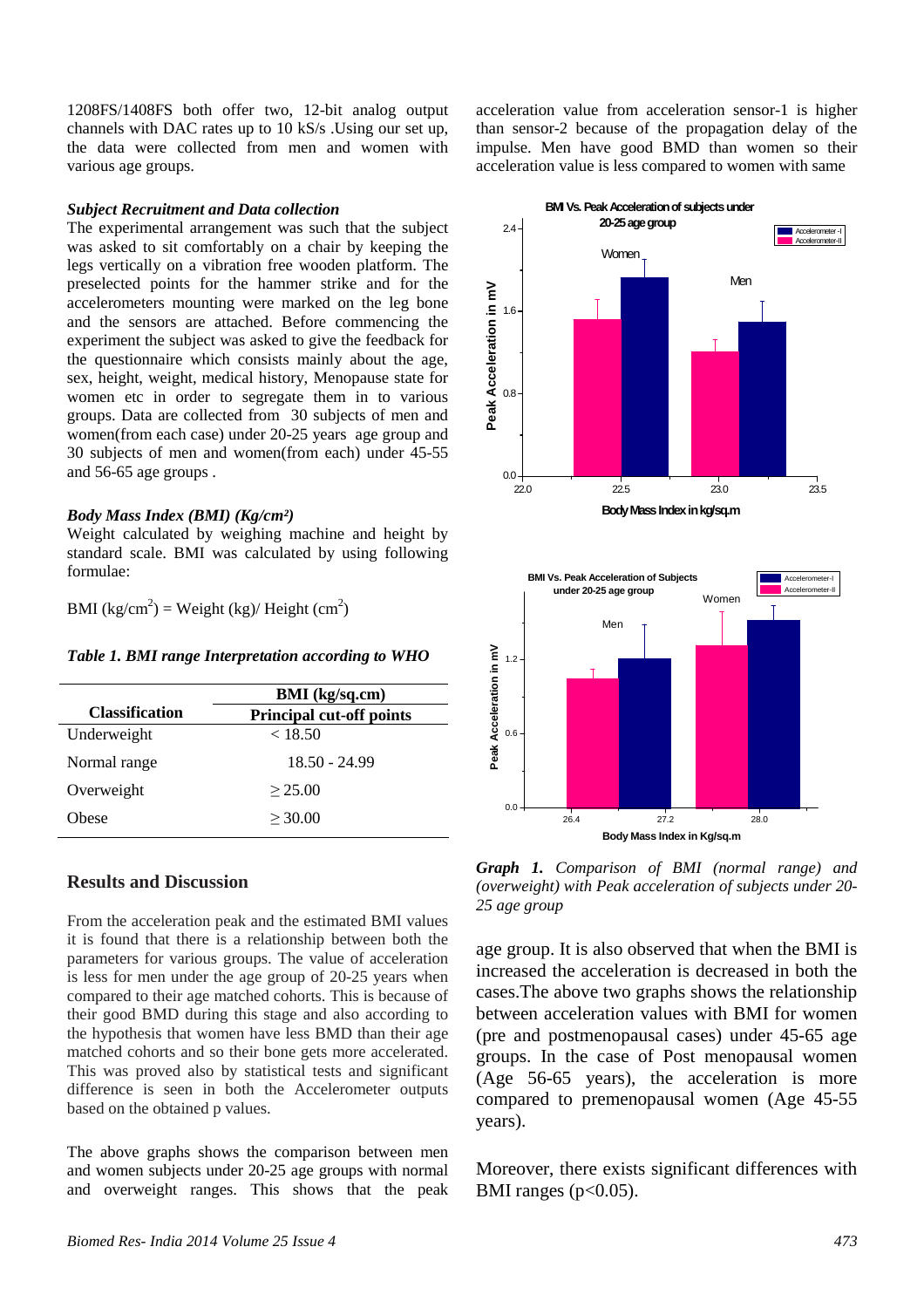1208FS/1408FS both offer two, 12-bit analog output channels with DAC rates up to 10 kS/s .Using our set up, the data were collected from men and women with various age groups.

### *Subject Recruitment and Data collection*

The experimental arrangement was such that the subject was asked to sit comfortably on a chair by keeping the legs vertically on a vibration free wooden platform. The preselected points for the hammer strike and for the accelerometers mounting were marked on the leg bone and the sensors are attached. Before commencing the experiment the subject was asked to give the feedback for the questionnaire which consists mainly about the age, sex, height, weight, medical history, Menopause state for women etc in order to segregate them in to various groups. Data are collected from 30 subjects of men and women(from each case) under 20-25 years age group and 30 subjects of men and women(from each) under 45-55 and 56-65 age groups .

### *Body Mass Index (BMI) (Kg/cm²)*

Weight calculated by weighing machine and height by standard scale. BMI was calculated by using following formulae:

BMI ($kg/cm^2$) = Weight (kg)/ Height ($cm^2$)

*Table 1. BMI range Interpretation according to WHO*

| Classification | BMI (kg/sq.cm) Principal cut-off points |
|---|---|
| Underweight | < 18.50 |
| Normal range | 18.50 - 24.99 |
| Overweight | ≥ 25.00 |
| Obese | ≥ 30.00 |

## Results and Discussion

From the acceleration peak and the estimated BMI values it is found that there is a relationship between both the parameters for various groups. The value of acceleration is less for men under the age group of 20-25 years when compared to their age matched cohorts. This is because of their good BMD during this stage and also according to the hypothesis that women have less BMD than their age matched cohorts and so their bone gets more accelerated. This was proved also by statistical tests and significant difference is seen in both the Accelerometer outputs based on the obtained p values.

The above graphs shows the comparison between men and women subjects under 20-25 age groups with normal and overweight ranges. This shows that the peak acceleration value from acceleration sensor-1 is higher than sensor-2 because of the propagation delay of the impulse. Men have good BMD than women so their acceleration value is less compared to women with same age group. It is also observed that when the BMI is increased the acceleration is decreased in both the cases.The above two graphs shows the relationship between acceleration values with BMI for women (pre and postmenopausal cases) under 45-65 age groups. In the case of Post menopausal women (Age 56-65 years), the acceleration is more compared to premenopausal women (Age 45-55 years).

*Graph 1. Comparison of BMI (normal range) and (overweight) with Peak acceleration of subjects under 20-25 age group*

Moreover, there exists significant differences with BMI ranges ($p<0.05$).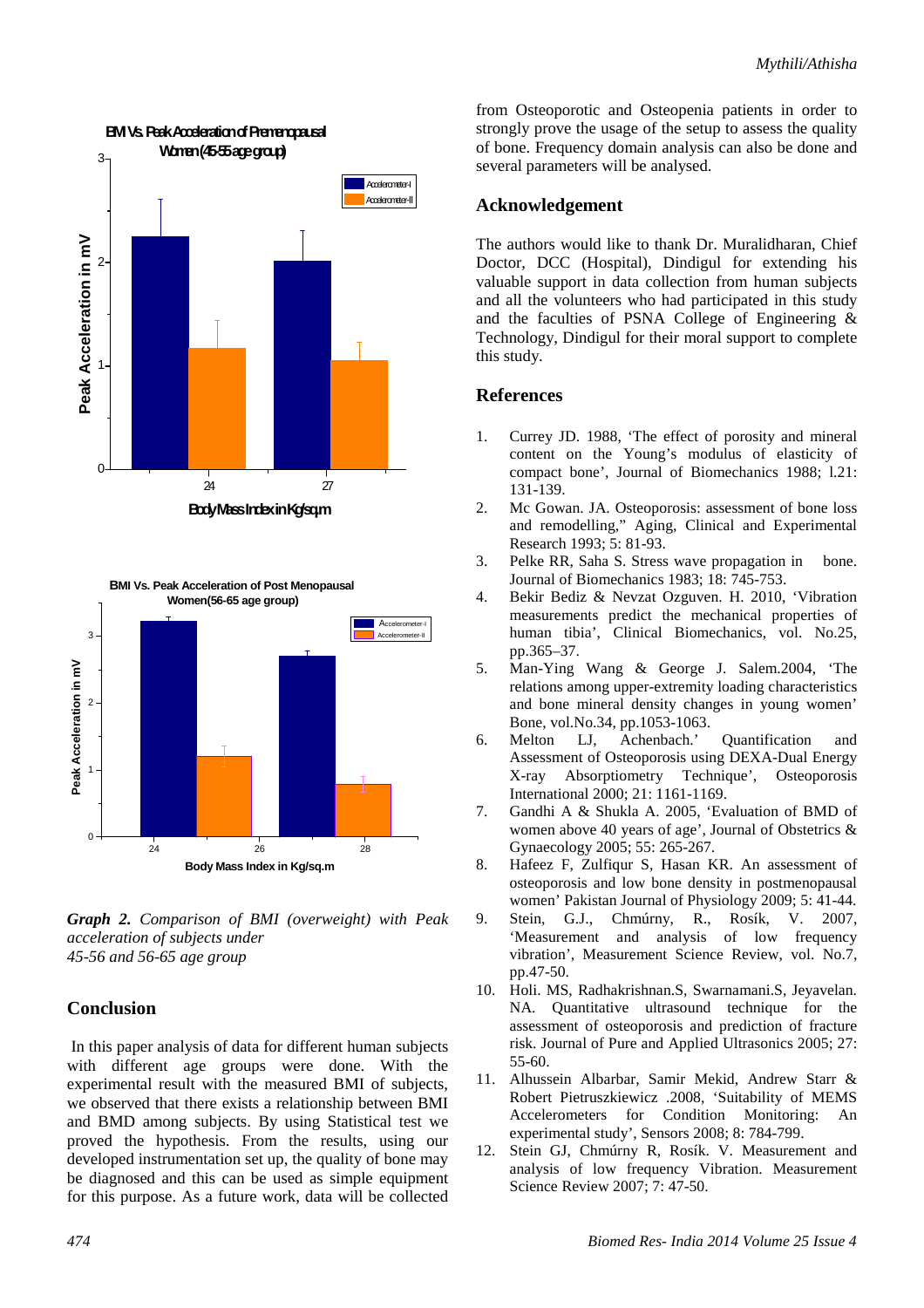*Graph 2. Comparison of BMI (overweight) with Peak acceleration of subjects under 45-56 and 56-65 age group*

## Conclusion

In this paper analysis of data for different human subjects with different age groups were done. With the experimental result with the measured BMI of subjects, we observed that there exists a relationship between BMI and BMD among subjects. By using Statistical test we proved the hypothesis. From the results, using our developed instrumentation set up, the quality of bone may be diagnosed and this can be used as simple equipment for this purpose. As a future work, data will be collected from Osteoporotic and Osteopenia patients in order to strongly prove the usage of the setup to assess the quality of bone. Frequency domain analysis can also be done and several parameters will be analysed.

## Acknowledgement

The authors would like to thank Dr. Muralidharan, Chief Doctor, DCC (Hospital), Dindigul for extending his valuable support in data collection from human subjects and all the volunteers who had participated in this study and the faculties of PSNA College of Engineering & Technology, Dindigul for their moral support to complete this study.

## References

1. Currey JD. 1988, 'The effect of porosity and mineral content on the Young's modulus of elasticity of compact bone', Journal of Biomechanics 1988; l.21: 131-139.
2. Mc Gowan. JA. Osteoporosis: assessment of bone loss and remodelling," Aging, Clinical and Experimental Research 1993; 5: 81-93.
3. Pelke RR, Saha S. Stress wave propagation in bone. Journal of Biomechanics 1983; 18: 745-753.
4. Bekir Bediz & Nevzat Ozguven. H. 2010, 'Vibration measurements predict the mechanical properties of human tibia', Clinical Biomechanics, vol. No.25, pp.365–37.
5. Man-Ying Wang & George J. Salem.2004, 'The relations among upper-extremity loading characteristics and bone mineral density changes in young women' Bone, vol.No.34, pp.1053-1063.
6. Melton LJ, Achenbach.' Quantification and Assessment of Osteoporosis using DEXA-Dual Energy X-ray Absorptiometry Technique', Osteoporosis International 2000; 21: 1161-1169.
7. Gandhi A & Shukla A. 2005, 'Evaluation of BMD of women above 40 years of age', Journal of Obstetrics & Gynaecology 2005; 55: 265-267.
8. Hafeez F, Zulfiqur S, Hasan KR. An assessment of osteoporosis and low bone density in postmenopausal women' Pakistan Journal of Physiology 2009; 5: 41-44.
9. Stein, G.J., Chmúrny, R., Rosík, V. 2007, 'Measurement and analysis of low frequency vibration', Measurement Science Review, vol. No.7, pp.47-50.
10. Holi. MS, Radhakrishnan.S, Swarnamani.S, Jeyavelan. NA. Quantitative ultrasound technique for the assessment of osteoporosis and prediction of fracture risk. Journal of Pure and Applied Ultrasonics 2005; 27: 55-60.
11. Alhussein Albarbar, Samir Mekid, Andrew Starr & Robert Pietruszkiewicz .2008, 'Suitability of MEMS Accelerometers for Condition Monitoring: An experimental study', Sensors 2008; 8: 784-799.
12. Stein GJ, Chmúrny R, Rosík. V. Measurement and analysis of low frequency Vibration. Measurement Science Review 2007; 7: 47-50.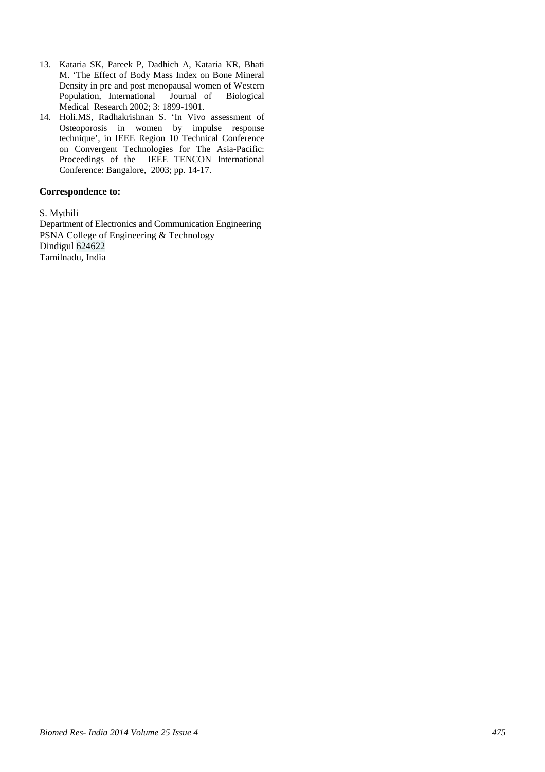13. Kataria SK, Pareek P, Dadhich A, Kataria KR, Bhati M. 'The Effect of Body Mass Index on Bone Mineral Density in pre and post menopausal women of Western Population, International Journal of Biological Medical Research 2002; 3: 1899-1901.
14. Holi.MS, Radhakrishnan S. 'In Vivo assessment of Osteoporosis in women by impulse response technique', in IEEE Region 10 Technical Conference on Convergent Technologies for The Asia-Pacific: Proceedings of the IEEE TENCON International Conference: Bangalore, 2003; pp. 14-17.

**Correspondence to:**

S. Mythili
Department of Electronics and Communication Engineering
PSNA College of Engineering & Technology
Dindigul 624622
Tamilnadu, India